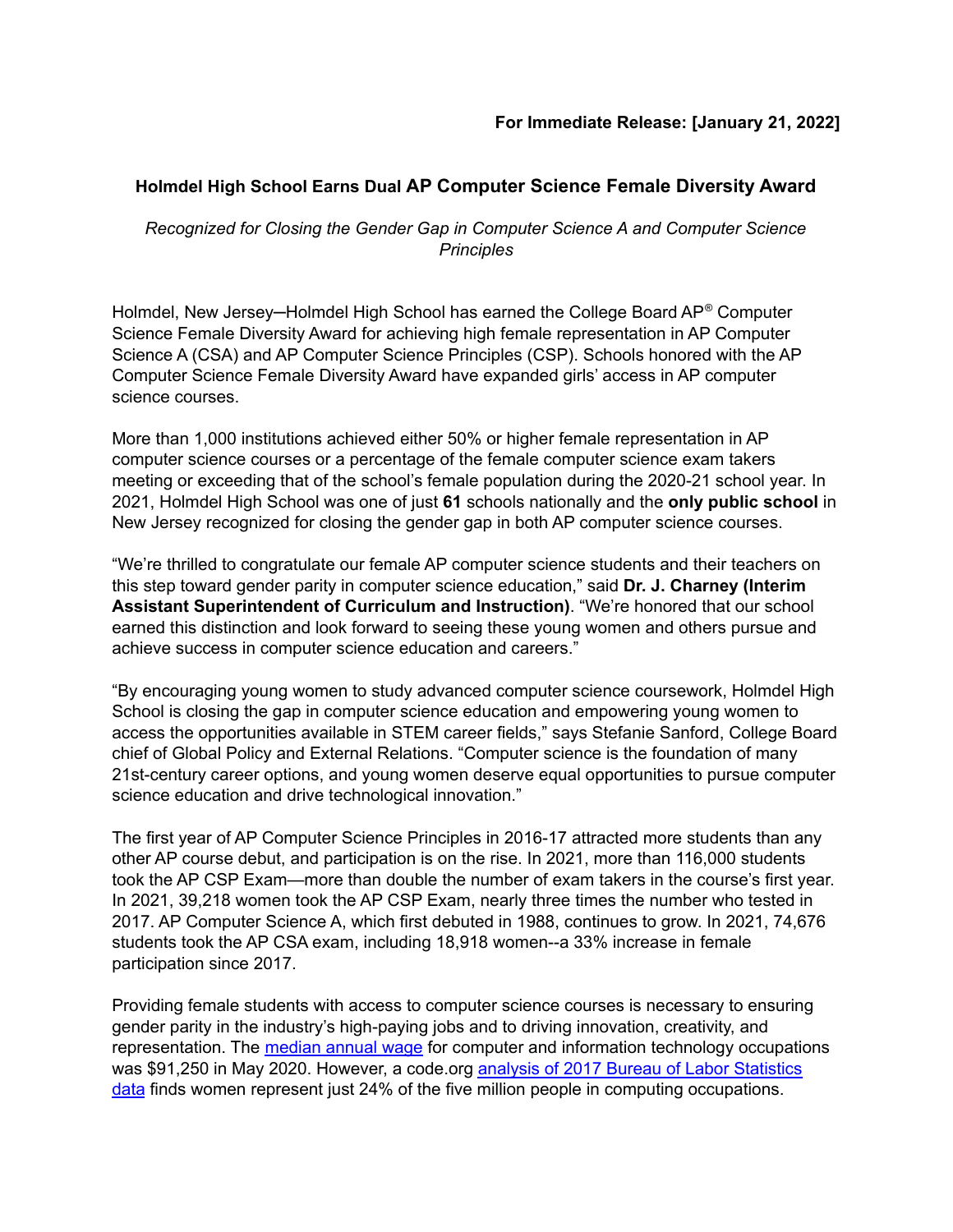**For Immediate Release: [January 21, 2022]**

## Holmdel High School Earns Dual AP Computer Science Female Diversity Award

*Recognized for Closing the Gender Gap in Computer Science A and Computer Science Principles*

Holmdel, New Jersey—Holmdel High School has earned the College Board AP® Computer Science Female Diversity Award for achieving high female representation in AP Computer Science A (CSA) and AP Computer Science Principles (CSP). Schools honored with the AP Computer Science Female Diversity Award have expanded girls' access in AP computer science courses.

More than 1,000 institutions achieved either 50% or higher female representation in AP computer science courses or a percentage of the female computer science exam takers meeting or exceeding that of the school's female population during the 2020-21 school year. In 2021, Holmdel High School was one of just **61** schools nationally and the **only public school** in New Jersey recognized for closing the gender gap in both AP computer science courses.

"We're thrilled to congratulate our female AP computer science students and their teachers on this step toward gender parity in computer science education," said **Dr. J. Charney (Interim Assistant Superintendent of Curriculum and Instruction)**. "We're honored that our school earned this distinction and look forward to seeing these young women and others pursue and achieve success in computer science education and careers."

"By encouraging young women to study advanced computer science coursework, Holmdel High School is closing the gap in computer science education and empowering young women to access the opportunities available in STEM career fields," says Stefanie Sanford, College Board chief of Global Policy and External Relations. "Computer science is the foundation of many 21st-century career options, and young women deserve equal opportunities to pursue computer science education and drive technological innovation."

The first year of AP Computer Science Principles in 2016-17 attracted more students than any other AP course debut, and participation is on the rise. In 2021, more than 116,000 students took the AP CSP Exam—more than double the number of exam takers in the course's first year. In 2021, 39,218 women took the AP CSP Exam, nearly three times the number who tested in 2017. AP Computer Science A, which first debuted in 1988, continues to grow. In 2021, 74,676 students took the AP CSA exam, including 18,918 women--a 33% increase in female participation since 2017.

Providing female students with access to computer science courses is necessary to ensuring gender parity in the industry's high-paying jobs and to driving innovation, creativity, and representation. The median annual wage for computer and information technology occupations was $91,250 in May 2020. However, a code.org analysis of 2017 Bureau of Labor Statistics data finds women represent just 24% of the five million people in computing occupations.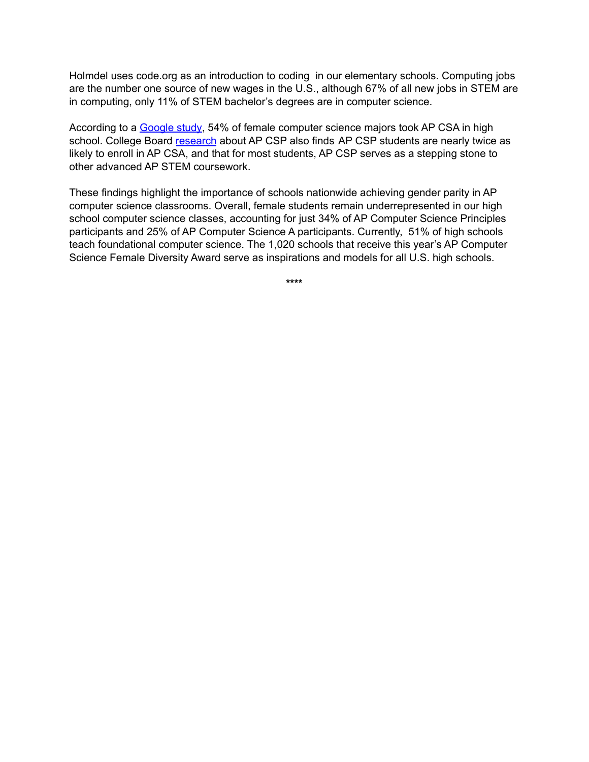Holmdel uses code.org as an introduction to coding  in our elementary schools. Computing jobs are the number one source of new wages in the U.S., although 67% of all new jobs in STEM are in computing, only 11% of STEM bachelor's degrees are in computer science.

According to a Google study, 54% of female computer science majors took AP CSA in high school. College Board research about AP CSP also finds AP CSP students are nearly twice as likely to enroll in AP CSA, and that for most students, AP CSP serves as a stepping stone to other advanced AP STEM coursework.

These findings highlight the importance of schools nationwide achieving gender parity in AP computer science classrooms. Overall, female students remain underrepresented in our high school computer science classes, accounting for just 34% of AP Computer Science Principles participants and 25% of AP Computer Science A participants. Currently,  51% of high schools teach foundational computer science. The 1,020 schools that receive this year's AP Computer Science Female Diversity Award serve as inspirations and models for all U.S. high schools.

****